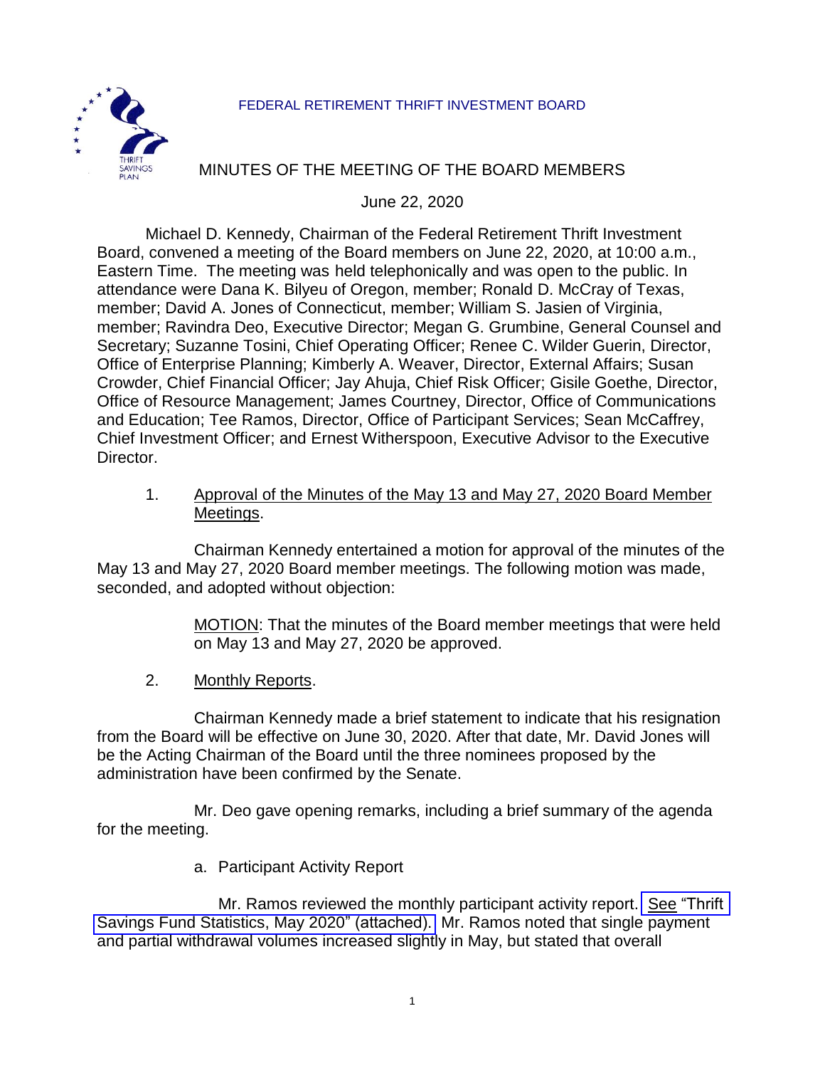FEDERAL RETIREMENT THRIFT INVESTMENT BOARD

# MINUTES OF THE MEETING OF THE BOARD MEMBERS

June 22, 2020

Michael D. Kennedy, Chairman of the Federal Retirement Thrift Investment Board, convened a meeting of the Board members on June 22, 2020, at 10:00 a.m., Eastern Time. The meeting was held telephonically and was open to the public. In attendance were Dana K. Bilyeu of Oregon, member; Ronald D. McCray of Texas, member; David A. Jones of Connecticut, member; William S. Jasien of Virginia, member; Ravindra Deo, Executive Director; Megan G. Grumbine, General Counsel and Secretary; Suzanne Tosini, Chief Operating Officer; Renee C. Wilder Guerin, Director, Office of Enterprise Planning; Kimberly A. Weaver, Director, External Affairs; Susan Crowder, Chief Financial Officer; Jay Ahuja, Chief Risk Officer; Gisile Goethe, Director, Office of Resource Management; James Courtney, Director, Office of Communications and Education; Tee Ramos, Director, Office of Participant Services; Sean McCaffrey, Chief Investment Officer; and Ernest Witherspoon, Executive Advisor to the Executive Director.

1. Approval of the Minutes of the May 13 and May 27, 2020 Board Member Meetings.

Chairman Kennedy entertained a motion for approval of the minutes of the May 13 and May 27, 2020 Board member meetings. The following motion was made, seconded, and adopted without objection:

> MOTION: That the minutes of the Board member meetings that were held on May 13 and May 27, 2020 be approved.

2. Monthly Reports.

Chairman Kennedy made a brief statement to indicate that his resignation from the Board will be effective on June 30, 2020. After that date, Mr. David Jones will be the Acting Chairman of the Board until the three nominees proposed by the administration have been confirmed by the Senate.

Mr. Deo gave opening remarks, including a brief summary of the agenda for the meeting.

a. Participant Activity Report

Mr. Ramos reviewed the monthly participant activity report. See "Thrift Savings Fund Statistics, May 2020" (attached). Mr. Ramos noted that single payment and partial withdrawal volumes increased slightly in May, but stated that overall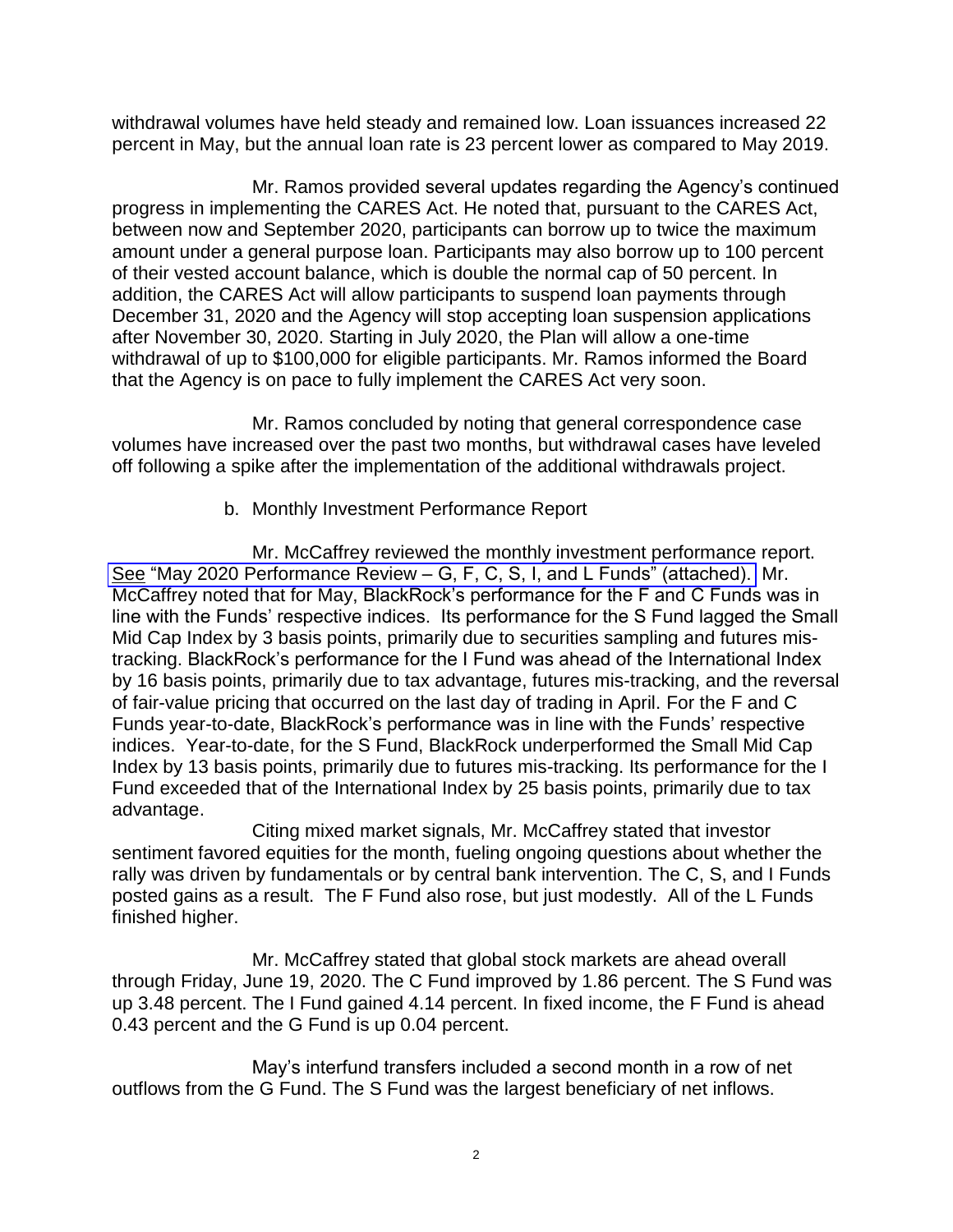withdrawal volumes have held steady and remained low. Loan issuances increased 22 percent in May, but the annual loan rate is 23 percent lower as compared to May 2019.

Mr. Ramos provided several updates regarding the Agency's continued progress in implementing the CARES Act. He noted that, pursuant to the CARES Act, between now and September 2020, participants can borrow up to twice the maximum amount under a general purpose loan. Participants may also borrow up to 100 percent of their vested account balance, which is double the normal cap of 50 percent. In addition, the CARES Act will allow participants to suspend loan payments through December 31, 2020 and the Agency will stop accepting loan suspension applications after November 30, 2020. Starting in July 2020, the Plan will allow a one-time withdrawal of up to $100,000 for eligible participants. Mr. Ramos informed the Board that the Agency is on pace to fully implement the CARES Act very soon.

Mr. Ramos concluded by noting that general correspondence case volumes have increased over the past two months, but withdrawal cases have leveled off following a spike after the implementation of the additional withdrawals project.

b. Monthly Investment Performance Report

Mr. McCaffrey reviewed the monthly investment performance report. See "May 2020 Performance Review – G, F, C, S, I, and L Funds" (attached). Mr. McCaffrey noted that for May, BlackRock's performance for the F and C Funds was in line with the Funds' respective indices. Its performance for the S Fund lagged the Small Mid Cap Index by 3 basis points, primarily due to securities sampling and futures mis-tracking. BlackRock's performance for the I Fund was ahead of the International Index by 16 basis points, primarily due to tax advantage, futures mis-tracking, and the reversal of fair-value pricing that occurred on the last day of trading in April. For the F and C Funds year-to-date, BlackRock's performance was in line with the Funds' respective indices. Year-to-date, for the S Fund, BlackRock underperformed the Small Mid Cap Index by 13 basis points, primarily due to futures mis-tracking. Its performance for the I Fund exceeded that of the International Index by 25 basis points, primarily due to tax advantage.

Citing mixed market signals, Mr. McCaffrey stated that investor sentiment favored equities for the month, fueling ongoing questions about whether the rally was driven by fundamentals or by central bank intervention. The C, S, and I Funds posted gains as a result. The F Fund also rose, but just modestly. All of the L Funds finished higher.

Mr. McCaffrey stated that global stock markets are ahead overall through Friday, June 19, 2020. The C Fund improved by 1.86 percent. The S Fund was up 3.48 percent. The I Fund gained 4.14 percent. In fixed income, the F Fund is ahead 0.43 percent and the G Fund is up 0.04 percent.

May's interfund transfers included a second month in a row of net outflows from the G Fund. The S Fund was the largest beneficiary of net inflows.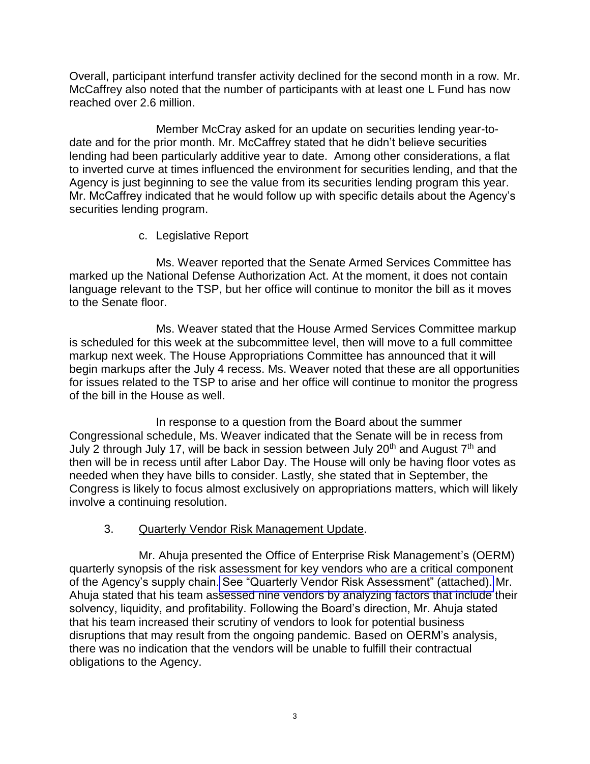Overall, participant interfund transfer activity declined for the second month in a row. Mr. McCaffrey also noted that the number of participants with at least one L Fund has now reached over 2.6 million.

Member McCray asked for an update on securities lending year-to-date and for the prior month. Mr. McCaffrey stated that he didn't believe securities lending had been particularly additive year to date. Among other considerations, a flat to inverted curve at times influenced the environment for securities lending, and that the Agency is just beginning to see the value from its securities lending program this year. Mr. McCaffrey indicated that he would follow up with specific details about the Agency's securities lending program.

c. Legislative Report

Ms. Weaver reported that the Senate Armed Services Committee has marked up the National Defense Authorization Act. At the moment, it does not contain language relevant to the TSP, but her office will continue to monitor the bill as it moves to the Senate floor.

Ms. Weaver stated that the House Armed Services Committee markup is scheduled for this week at the subcommittee level, then will move to a full committee markup next week. The House Appropriations Committee has announced that it will begin markups after the July 4 recess. Ms. Weaver noted that these are all opportunities for issues related to the TSP to arise and her office will continue to monitor the progress of the bill in the House as well.

In response to a question from the Board about the summer Congressional schedule, Ms. Weaver indicated that the Senate will be in recess from July 2 through July 17, will be back in session between July 20th and August 7th and then will be in recess until after Labor Day. The House will only be having floor votes as needed when they have bills to consider. Lastly, she stated that in September, the Congress is likely to focus almost exclusively on appropriations matters, which will likely involve a continuing resolution.

3. Quarterly Vendor Risk Management Update.

Mr. Ahuja presented the Office of Enterprise Risk Management's (OERM) quarterly synopsis of the risk assessment for key vendors who are a critical component of the Agency's supply chain. See "Quarterly Vendor Risk Assessment" (attached). Mr. Ahuja stated that his team assessed nine vendors by analyzing factors that include their solvency, liquidity, and profitability. Following the Board's direction, Mr. Ahuja stated that his team increased their scrutiny of vendors to look for potential business disruptions that may result from the ongoing pandemic. Based on OERM's analysis, there was no indication that the vendors will be unable to fulfill their contractual obligations to the Agency.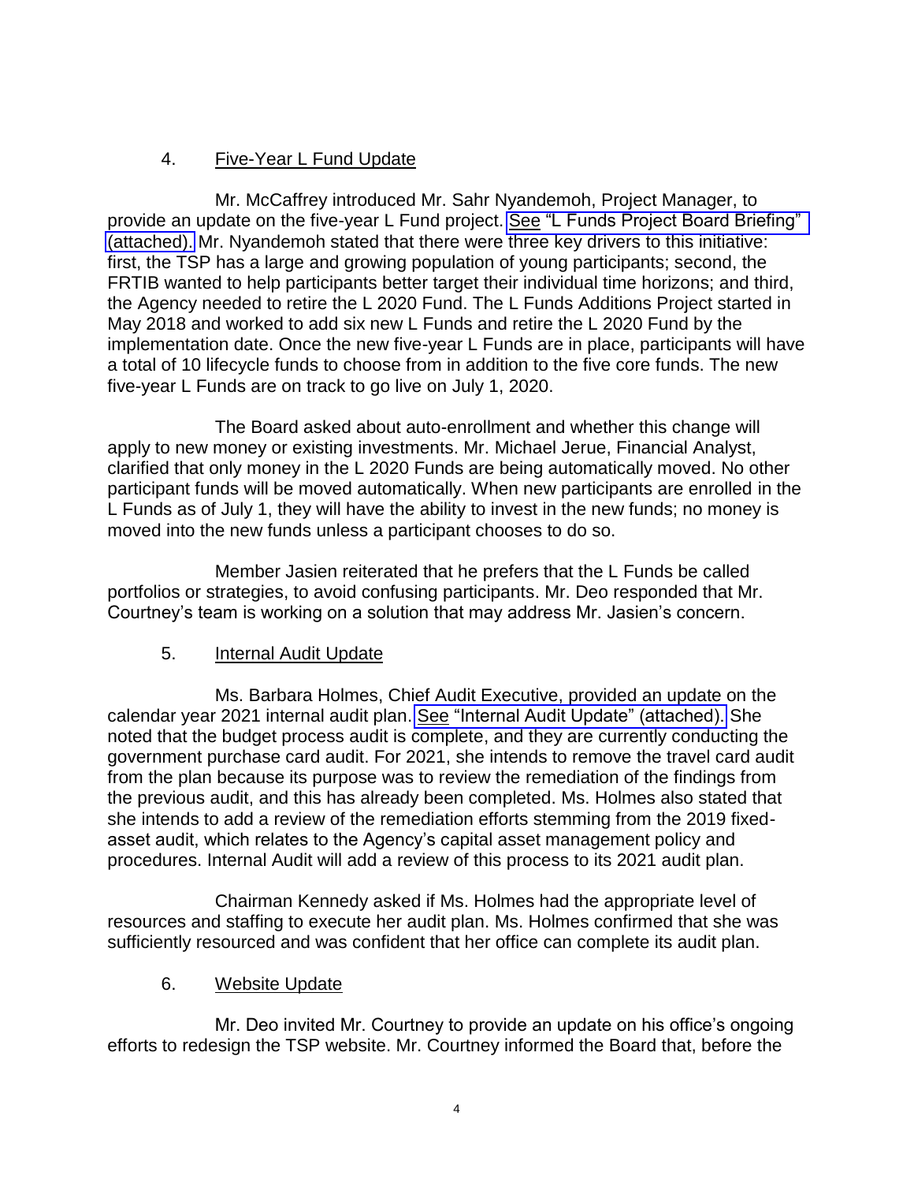4. Five-Year L Fund Update

Mr. McCaffrey introduced Mr. Sahr Nyandemoh, Project Manager, to provide an update on the five-year L Fund project. See "L Funds Project Board Briefing" (attached). Mr. Nyandemoh stated that there were three key drivers to this initiative: first, the TSP has a large and growing population of young participants; second, the FRTIB wanted to help participants better target their individual time horizons; and third, the Agency needed to retire the L 2020 Fund. The L Funds Additions Project started in May 2018 and worked to add six new L Funds and retire the L 2020 Fund by the implementation date. Once the new five-year L Funds are in place, participants will have a total of 10 lifecycle funds to choose from in addition to the five core funds. The new five-year L Funds are on track to go live on July 1, 2020.

The Board asked about auto-enrollment and whether this change will apply to new money or existing investments. Mr. Michael Jerue, Financial Analyst, clarified that only money in the L 2020 Funds are being automatically moved. No other participant funds will be moved automatically. When new participants are enrolled in the L Funds as of July 1, they will have the ability to invest in the new funds; no money is moved into the new funds unless a participant chooses to do so.

Member Jasien reiterated that he prefers that the L Funds be called portfolios or strategies, to avoid confusing participants. Mr. Deo responded that Mr. Courtney's team is working on a solution that may address Mr. Jasien's concern.

5. Internal Audit Update

Ms. Barbara Holmes, Chief Audit Executive, provided an update on the calendar year 2021 internal audit plan. See "Internal Audit Update" (attached). She noted that the budget process audit is complete, and they are currently conducting the government purchase card audit. For 2021, she intends to remove the travel card audit from the plan because its purpose was to review the remediation of the findings from the previous audit, and this has already been completed. Ms. Holmes also stated that she intends to add a review of the remediation efforts stemming from the 2019 fixed-asset audit, which relates to the Agency's capital asset management policy and procedures. Internal Audit will add a review of this process to its 2021 audit plan.

Chairman Kennedy asked if Ms. Holmes had the appropriate level of resources and staffing to execute her audit plan. Ms. Holmes confirmed that she was sufficiently resourced and was confident that her office can complete its audit plan.

6. Website Update

Mr. Deo invited Mr. Courtney to provide an update on his office's ongoing efforts to redesign the TSP website. Mr. Courtney informed the Board that, before the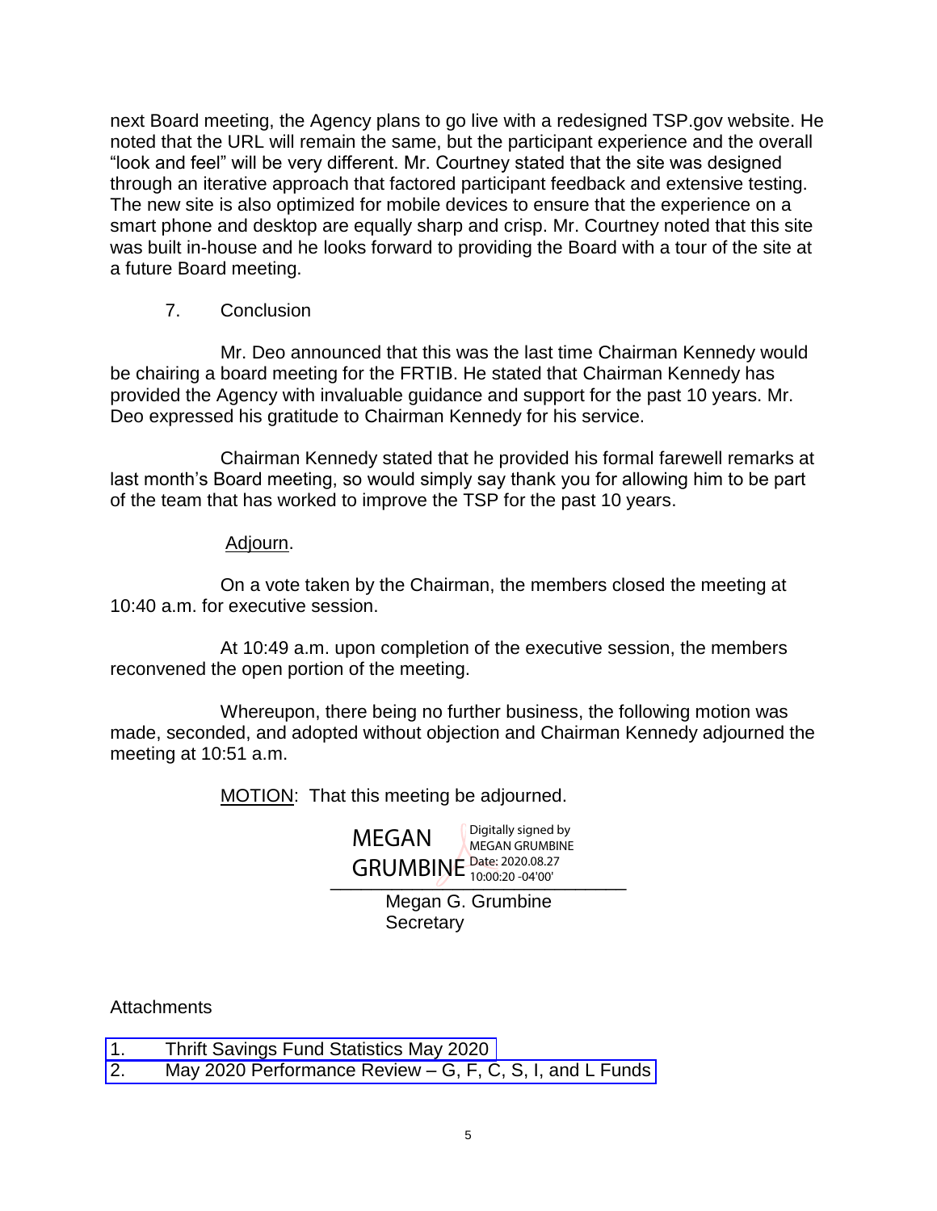next Board meeting, the Agency plans to go live with a redesigned TSP.gov website. He noted that the URL will remain the same, but the participant experience and the overall "look and feel" will be very different. Mr. Courtney stated that the site was designed through an iterative approach that factored participant feedback and extensive testing. The new site is also optimized for mobile devices to ensure that the experience on a smart phone and desktop are equally sharp and crisp. Mr. Courtney noted that this site was built in-house and he looks forward to providing the Board with a tour of the site at a future Board meeting.

7. Conclusion

Mr. Deo announced that this was the last time Chairman Kennedy would be chairing a board meeting for the FRTIB. He stated that Chairman Kennedy has provided the Agency with invaluable guidance and support for the past 10 years. Mr. Deo expressed his gratitude to Chairman Kennedy for his service.

Chairman Kennedy stated that he provided his formal farewell remarks at last month's Board meeting, so would simply say thank you for allowing him to be part of the team that has worked to improve the TSP for the past 10 years.

Adjourn.

On a vote taken by the Chairman, the members closed the meeting at 10:40 a.m. for executive session.

At 10:49 a.m. upon completion of the executive session, the members reconvened the open portion of the meeting.

Whereupon, there being no further business, the following motion was made, seconded, and adopted without objection and Chairman Kennedy adjourned the meeting at 10:51 a.m.

MOTION: That this meeting be adjourned.

MEGAN GRUMBINE Digitally signed by MEGAN GRUMBINE Date: 2020.08.27 10:00:20 -04'00'

Megan G. Grumbine
Secretary

Attachments

1. Thrift Savings Fund Statistics May 2020
2. May 2020 Performance Review – G, F, C, S, I, and L Funds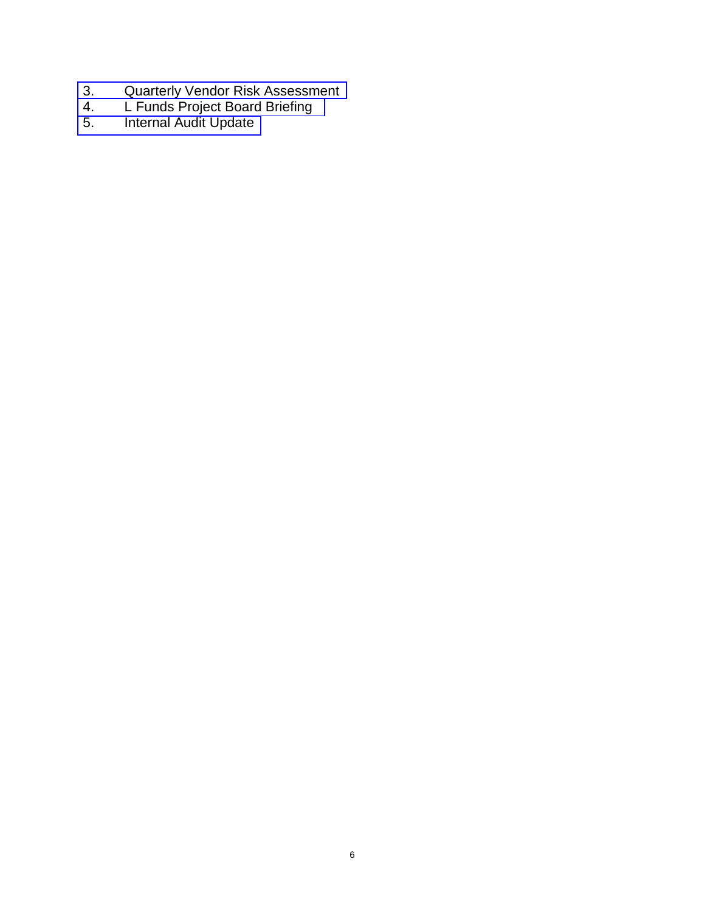3. Quarterly Vendor Risk Assessment
4. L Funds Project Board Briefing
5. Internal Audit Update